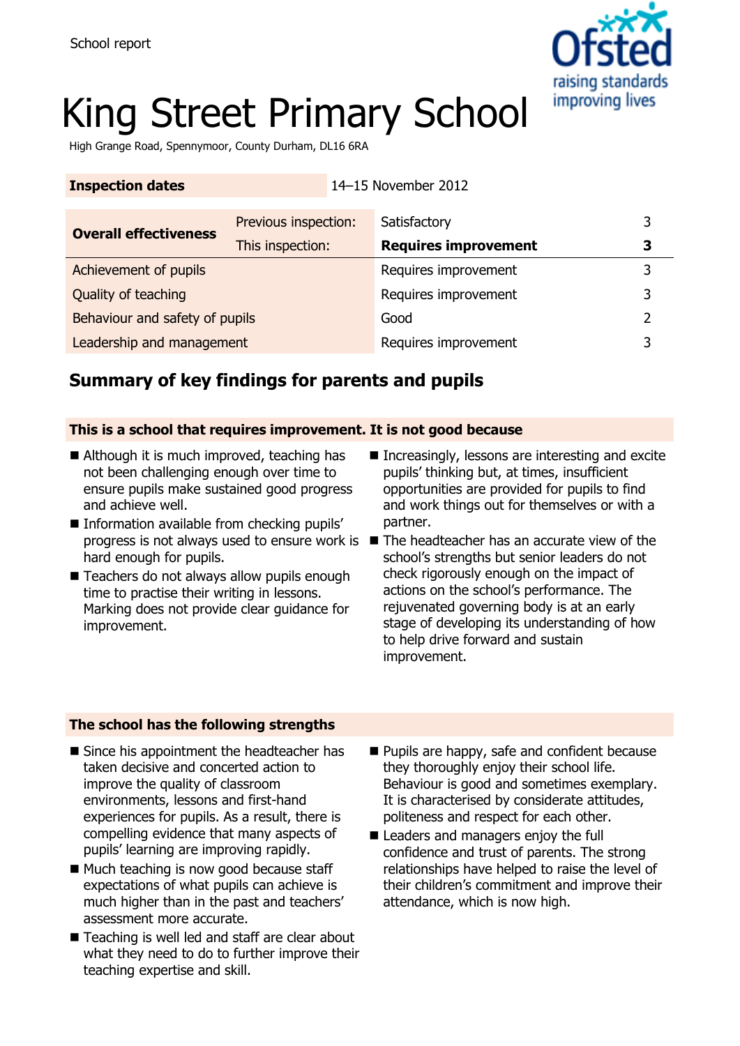School report

# King Street Primary School

High Grange Road, Spennymoor, County Durham, DL16 6RA

| **Inspection dates** | | 14–15 November 2012 | |
|---|---|---|---|
| **Overall effectiveness** | Previous inspection: | Satisfactory | 3 |
| | This inspection: | **Requires improvement** | **3** |
| Achievement of pupils | | Requires improvement | 3 |
| Quality of teaching | | Requires improvement | 3 |
| Behaviour and safety of pupils | | Good | 2 |
| Leadership and management | | Requires improvement | 3 |

## Summary of key findings for parents and pupils

### This is a school that requires improvement. It is not good because

- Although it is much improved, teaching has not been challenging enough over time to ensure pupils make sustained good progress and achieve well.
- Information available from checking pupils' progress is not always used to ensure work is hard enough for pupils.
- Teachers do not always allow pupils enough time to practise their writing in lessons. Marking does not provide clear guidance for improvement.
- Increasingly, lessons are interesting and excite pupils' thinking but, at times, insufficient opportunities are provided for pupils to find and work things out for themselves or with a partner.
- The headteacher has an accurate view of the school's strengths but senior leaders do not check rigorously enough on the impact of actions on the school's performance. The rejuvenated governing body is at an early stage of developing its understanding of how to help drive forward and sustain improvement.

### The school has the following strengths

- Since his appointment the headteacher has taken decisive and concerted action to improve the quality of classroom environments, lessons and first-hand experiences for pupils. As a result, there is compelling evidence that many aspects of pupils' learning are improving rapidly.
- Much teaching is now good because staff expectations of what pupils can achieve is much higher than in the past and teachers' assessment more accurate.
- Teaching is well led and staff are clear about what they need to do to further improve their teaching expertise and skill.
- Pupils are happy, safe and confident because they thoroughly enjoy their school life. Behaviour is good and sometimes exemplary. It is characterised by considerate attitudes, politeness and respect for each other.
- Leaders and managers enjoy the full confidence and trust of parents. The strong relationships have helped to raise the level of their children's commitment and improve their attendance, which is now high.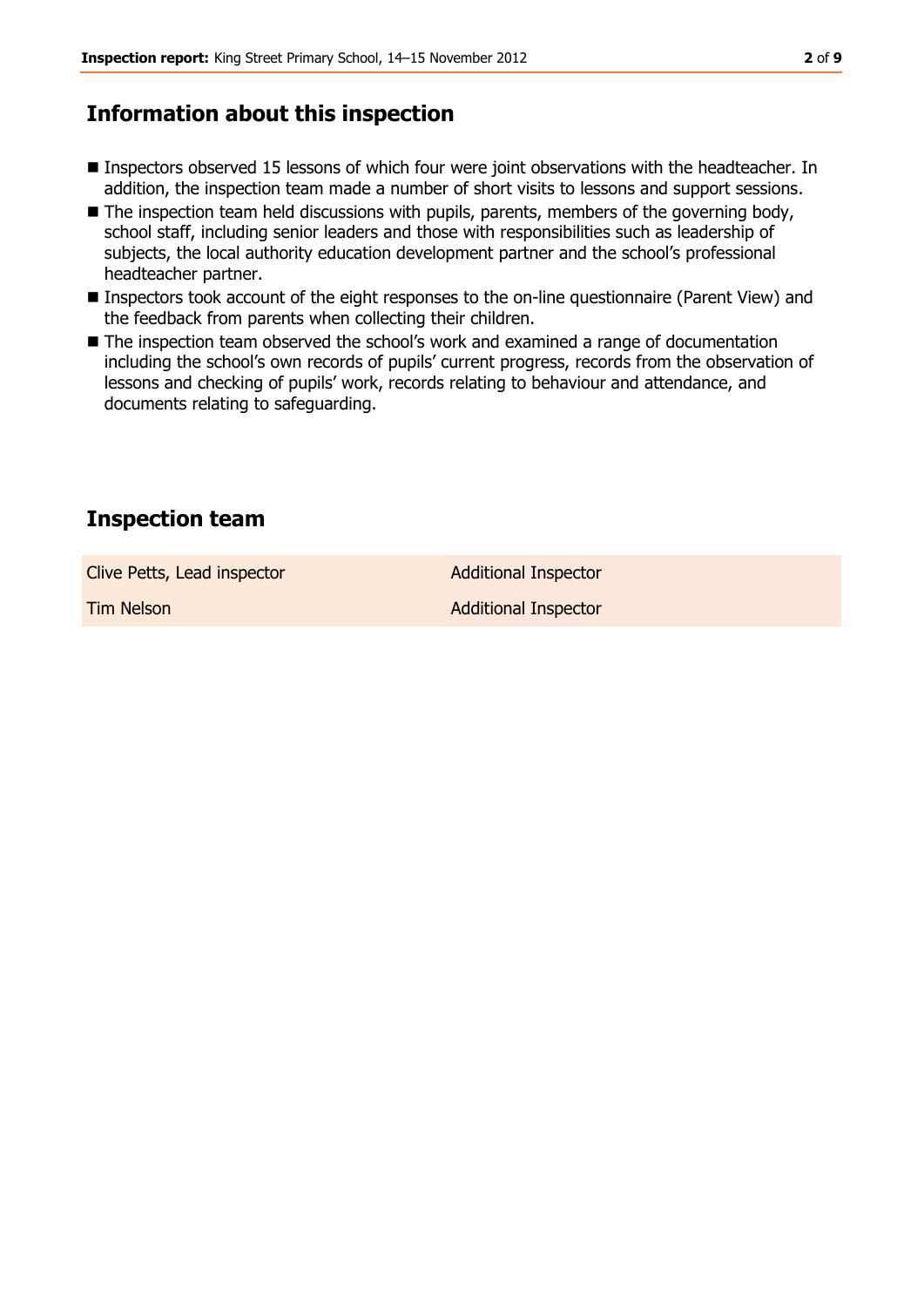## Information about this inspection

- Inspectors observed 15 lessons of which four were joint observations with the headteacher. In addition, the inspection team made a number of short visits to lessons and support sessions.
- The inspection team held discussions with pupils, parents, members of the governing body, school staff, including senior leaders and those with responsibilities such as leadership of subjects, the local authority education development partner and the school's professional headteacher partner.
- Inspectors took account of the eight responses to the on-line questionnaire (Parent View) and the feedback from parents when collecting their children.
- The inspection team observed the school's work and examined a range of documentation including the school's own records of pupils' current progress, records from the observation of lessons and checking of pupils' work, records relating to behaviour and attendance, and documents relating to safeguarding.

## Inspection team

| | |
|---|---|
| Clive Petts, Lead inspector | Additional Inspector |
| Tim Nelson | Additional Inspector |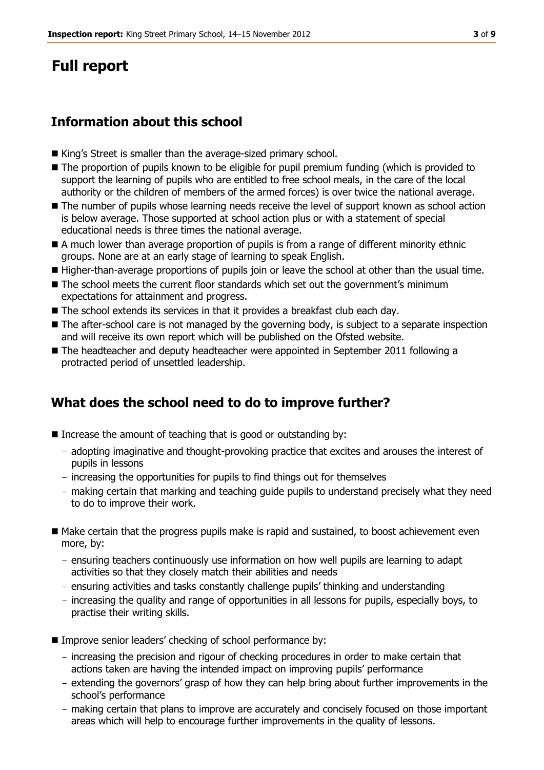# Full report

## Information about this school

- King's Street is smaller than the average-sized primary school.
- The proportion of pupils known to be eligible for pupil premium funding (which is provided to support the learning of pupils who are entitled to free school meals, in the care of the local authority or the children of members of the armed forces) is over twice the national average.
- The number of pupils whose learning needs receive the level of support known as school action is below average. Those supported at school action plus or with a statement of special educational needs is three times the national average.
- A much lower than average proportion of pupils is from a range of different minority ethnic groups. None are at an early stage of learning to speak English.
- Higher-than-average proportions of pupils join or leave the school at other than the usual time.
- The school meets the current floor standards which set out the government's minimum expectations for attainment and progress.
- The school extends its services in that it provides a breakfast club each day.
- The after-school care is not managed by the governing body, is subject to a separate inspection and will receive its own report which will be published on the Ofsted website.
- The headteacher and deputy headteacher were appointed in September 2011 following a protracted period of unsettled leadership.

## What does the school need to do to improve further?

- Increase the amount of teaching that is good or outstanding by:
  - adopting imaginative and thought-provoking practice that excites and arouses the interest of pupils in lessons
  - increasing the opportunities for pupils to find things out for themselves
  - making certain that marking and teaching guide pupils to understand precisely what they need to do to improve their work.
- Make certain that the progress pupils make is rapid and sustained, to boost achievement even more, by:
  - ensuring teachers continuously use information on how well pupils are learning to adapt activities so that they closely match their abilities and needs
  - ensuring activities and tasks constantly challenge pupils' thinking and understanding
  - increasing the quality and range of opportunities in all lessons for pupils, especially boys, to practise their writing skills.
- Improve senior leaders' checking of school performance by:
  - increasing the precision and rigour of checking procedures in order to make certain that actions taken are having the intended impact on improving pupils' performance
  - extending the governors' grasp of how they can help bring about further improvements in the school's performance
  - making certain that plans to improve are accurately and concisely focused on those important areas which will help to encourage further improvements in the quality of lessons.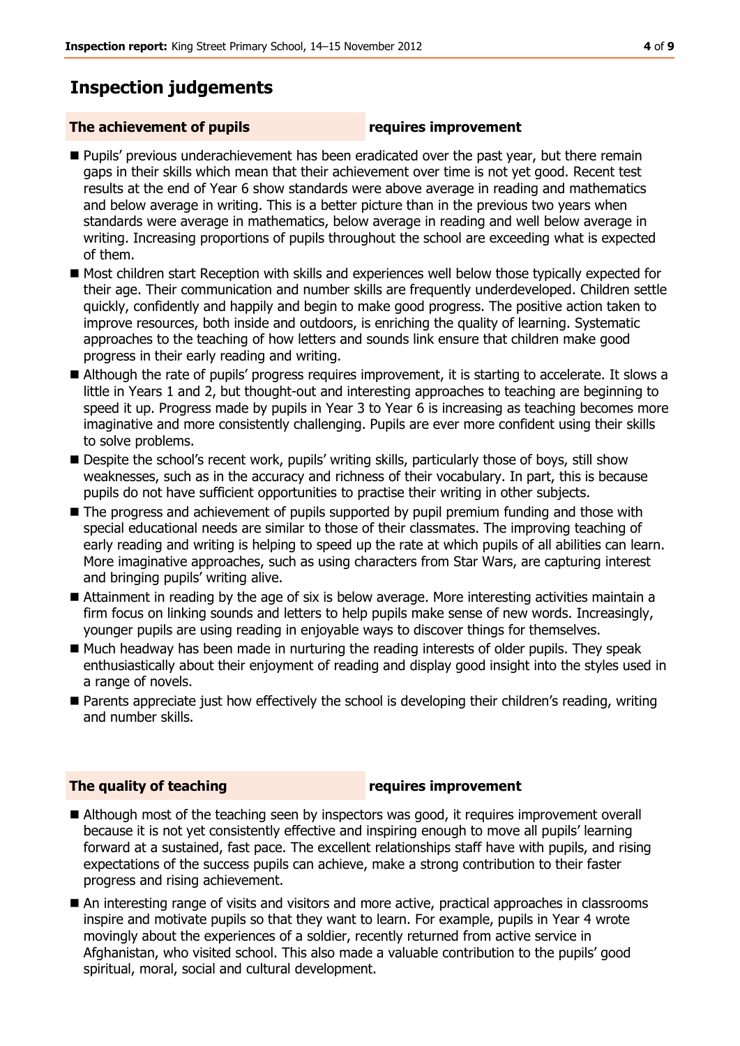## Inspection judgements

**The achievement of pupils** **requires improvement**

- Pupils' previous underachievement has been eradicated over the past year, but there remain gaps in their skills which mean that their achievement over time is not yet good. Recent test results at the end of Year 6 show standards were above average in reading and mathematics and below average in writing. This is a better picture than in the previous two years when standards were average in mathematics, below average in reading and well below average in writing. Increasing proportions of pupils throughout the school are exceeding what is expected of them.
- Most children start Reception with skills and experiences well below those typically expected for their age. Their communication and number skills are frequently underdeveloped. Children settle quickly, confidently and happily and begin to make good progress. The positive action taken to improve resources, both inside and outdoors, is enriching the quality of learning. Systematic approaches to the teaching of how letters and sounds link ensure that children make good progress in their early reading and writing.
- Although the rate of pupils' progress requires improvement, it is starting to accelerate. It slows a little in Years 1 and 2, but thought-out and interesting approaches to teaching are beginning to speed it up. Progress made by pupils in Year 3 to Year 6 is increasing as teaching becomes more imaginative and more consistently challenging. Pupils are ever more confident using their skills to solve problems.
- Despite the school's recent work, pupils' writing skills, particularly those of boys, still show weaknesses, such as in the accuracy and richness of their vocabulary. In part, this is because pupils do not have sufficient opportunities to practise their writing in other subjects.
- The progress and achievement of pupils supported by pupil premium funding and those with special educational needs are similar to those of their classmates. The improving teaching of early reading and writing is helping to speed up the rate at which pupils of all abilities can learn. More imaginative approaches, such as using characters from Star Wars, are capturing interest and bringing pupils' writing alive.
- Attainment in reading by the age of six is below average. More interesting activities maintain a firm focus on linking sounds and letters to help pupils make sense of new words. Increasingly, younger pupils are using reading in enjoyable ways to discover things for themselves.
- Much headway has been made in nurturing the reading interests of older pupils. They speak enthusiastically about their enjoyment of reading and display good insight into the styles used in a range of novels.
- Parents appreciate just how effectively the school is developing their children's reading, writing and number skills.

**The quality of teaching** **requires improvement**

- Although most of the teaching seen by inspectors was good, it requires improvement overall because it is not yet consistently effective and inspiring enough to move all pupils' learning forward at a sustained, fast pace. The excellent relationships staff have with pupils, and rising expectations of the success pupils can achieve, make a strong contribution to their faster progress and rising achievement.
- An interesting range of visits and visitors and more active, practical approaches in classrooms inspire and motivate pupils so that they want to learn. For example, pupils in Year 4 wrote movingly about the experiences of a soldier, recently returned from active service in Afghanistan, who visited school. This also made a valuable contribution to the pupils' good spiritual, moral, social and cultural development.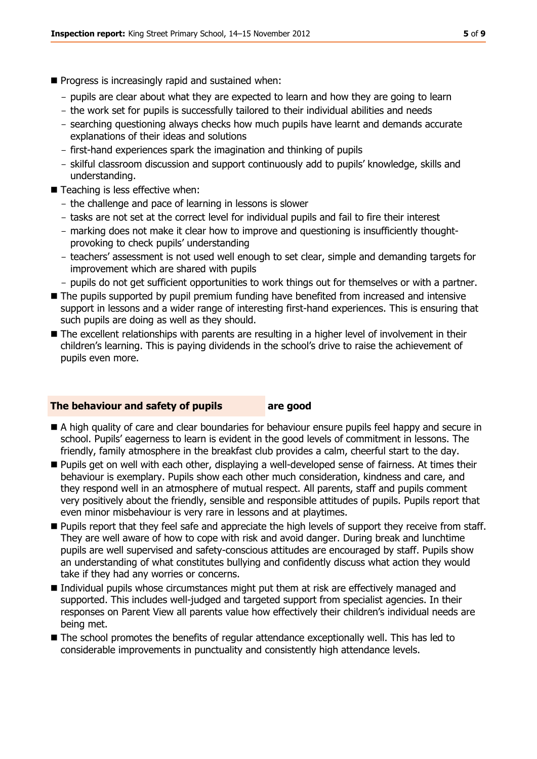- Progress is increasingly rapid and sustained when:
  - pupils are clear about what they are expected to learn and how they are going to learn
  - the work set for pupils is successfully tailored to their individual abilities and needs
  - searching questioning always checks how much pupils have learnt and demands accurate explanations of their ideas and solutions
  - first-hand experiences spark the imagination and thinking of pupils
  - skilful classroom discussion and support continuously add to pupils' knowledge, skills and understanding.
- Teaching is less effective when:
  - the challenge and pace of learning in lessons is slower
  - tasks are not set at the correct level for individual pupils and fail to fire their interest
  - marking does not make it clear how to improve and questioning is insufficiently thought-provoking to check pupils' understanding
  - teachers' assessment is not used well enough to set clear, simple and demanding targets for improvement which are shared with pupils
  - pupils do not get sufficient opportunities to work things out for themselves or with a partner.
- The pupils supported by pupil premium funding have benefited from increased and intensive support in lessons and a wider range of interesting first-hand experiences. This is ensuring that such pupils are doing as well as they should.
- The excellent relationships with parents are resulting in a higher level of involvement in their children's learning. This is paying dividends in the school's drive to raise the achievement of pupils even more.

## The behaviour and safety of pupils **are good**

- A high quality of care and clear boundaries for behaviour ensure pupils feel happy and secure in school. Pupils' eagerness to learn is evident in the good levels of commitment in lessons. The friendly, family atmosphere in the breakfast club provides a calm, cheerful start to the day.
- Pupils get on well with each other, displaying a well-developed sense of fairness. At times their behaviour is exemplary. Pupils show each other much consideration, kindness and care, and they respond well in an atmosphere of mutual respect. All parents, staff and pupils comment very positively about the friendly, sensible and responsible attitudes of pupils. Pupils report that even minor misbehaviour is very rare in lessons and at playtimes.
- Pupils report that they feel safe and appreciate the high levels of support they receive from staff. They are well aware of how to cope with risk and avoid danger. During break and lunchtime pupils are well supervised and safety-conscious attitudes are encouraged by staff. Pupils show an understanding of what constitutes bullying and confidently discuss what action they would take if they had any worries or concerns.
- Individual pupils whose circumstances might put them at risk are effectively managed and supported. This includes well-judged and targeted support from specialist agencies. In their responses on Parent View all parents value how effectively their children's individual needs are being met.
- The school promotes the benefits of regular attendance exceptionally well. This has led to considerable improvements in punctuality and consistently high attendance levels.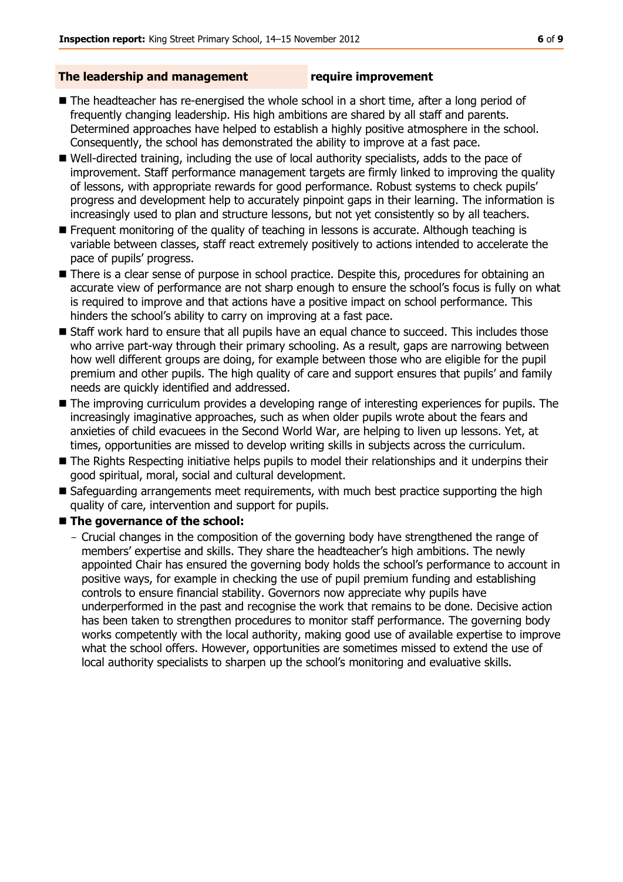## The leadership and management require improvement

- The headteacher has re-energised the whole school in a short time, after a long period of frequently changing leadership. His high ambitions are shared by all staff and parents. Determined approaches have helped to establish a highly positive atmosphere in the school. Consequently, the school has demonstrated the ability to improve at a fast pace.
- Well-directed training, including the use of local authority specialists, adds to the pace of improvement. Staff performance management targets are firmly linked to improving the quality of lessons, with appropriate rewards for good performance. Robust systems to check pupils' progress and development help to accurately pinpoint gaps in their learning. The information is increasingly used to plan and structure lessons, but not yet consistently so by all teachers.
- Frequent monitoring of the quality of teaching in lessons is accurate. Although teaching is variable between classes, staff react extremely positively to actions intended to accelerate the pace of pupils' progress.
- There is a clear sense of purpose in school practice. Despite this, procedures for obtaining an accurate view of performance are not sharp enough to ensure the school's focus is fully on what is required to improve and that actions have a positive impact on school performance. This hinders the school's ability to carry on improving at a fast pace.
- Staff work hard to ensure that all pupils have an equal chance to succeed. This includes those who arrive part-way through their primary schooling. As a result, gaps are narrowing between how well different groups are doing, for example between those who are eligible for the pupil premium and other pupils. The high quality of care and support ensures that pupils' and family needs are quickly identified and addressed.
- The improving curriculum provides a developing range of interesting experiences for pupils. The increasingly imaginative approaches, such as when older pupils wrote about the fears and anxieties of child evacuees in the Second World War, are helping to liven up lessons. Yet, at times, opportunities are missed to develop writing skills in subjects across the curriculum.
- The Rights Respecting initiative helps pupils to model their relationships and it underpins their good spiritual, moral, social and cultural development.
- Safeguarding arrangements meet requirements, with much best practice supporting the high quality of care, intervention and support for pupils.
- **The governance of the school:**
  - Crucial changes in the composition of the governing body have strengthened the range of members' expertise and skills. They share the headteacher's high ambitions. The newly appointed Chair has ensured the governing body holds the school's performance to account in positive ways, for example in checking the use of pupil premium funding and establishing controls to ensure financial stability. Governors now appreciate why pupils have underperformed in the past and recognise the work that remains to be done. Decisive action has been taken to strengthen procedures to monitor staff performance. The governing body works competently with the local authority, making good use of available expertise to improve what the school offers. However, opportunities are sometimes missed to extend the use of local authority specialists to sharpen up the school's monitoring and evaluative skills.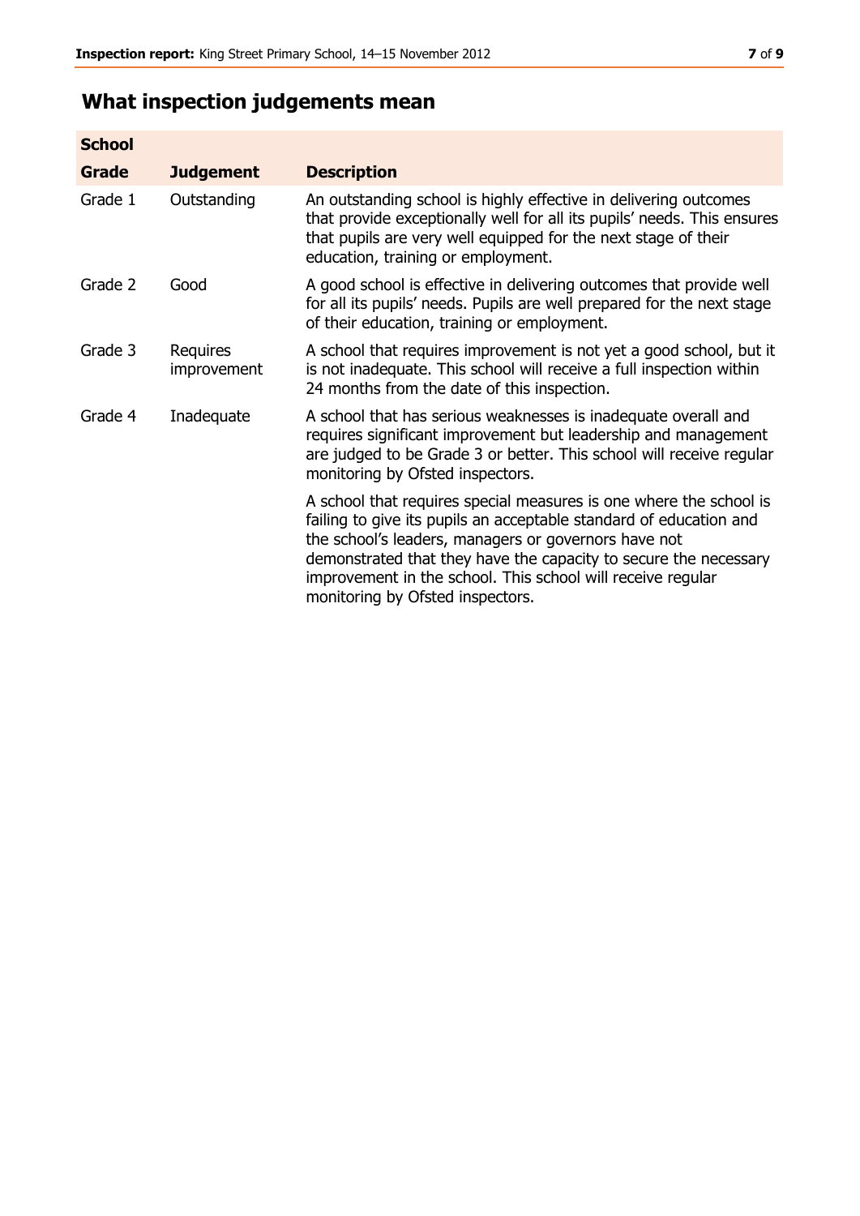## What inspection judgements mean

| School Grade | Judgement | Description |
|---|---|---|
| Grade 1 | Outstanding | An outstanding school is highly effective in delivering outcomes that provide exceptionally well for all its pupils' needs. This ensures that pupils are very well equipped for the next stage of their education, training or employment. |
| Grade 2 | Good | A good school is effective in delivering outcomes that provide well for all its pupils' needs. Pupils are well prepared for the next stage of their education, training or employment. |
| Grade 3 | Requires improvement | A school that requires improvement is not yet a good school, but it is not inadequate. This school will receive a full inspection within 24 months from the date of this inspection. |
| Grade 4 | Inadequate | A school that has serious weaknesses is inadequate overall and requires significant improvement but leadership and management are judged to be Grade 3 or better. This school will receive regular monitoring by Ofsted inspectors. |
| | | A school that requires special measures is one where the school is failing to give its pupils an acceptable standard of education and the school's leaders, managers or governors have not demonstrated that they have the capacity to secure the necessary improvement in the school. This school will receive regular monitoring by Ofsted inspectors. |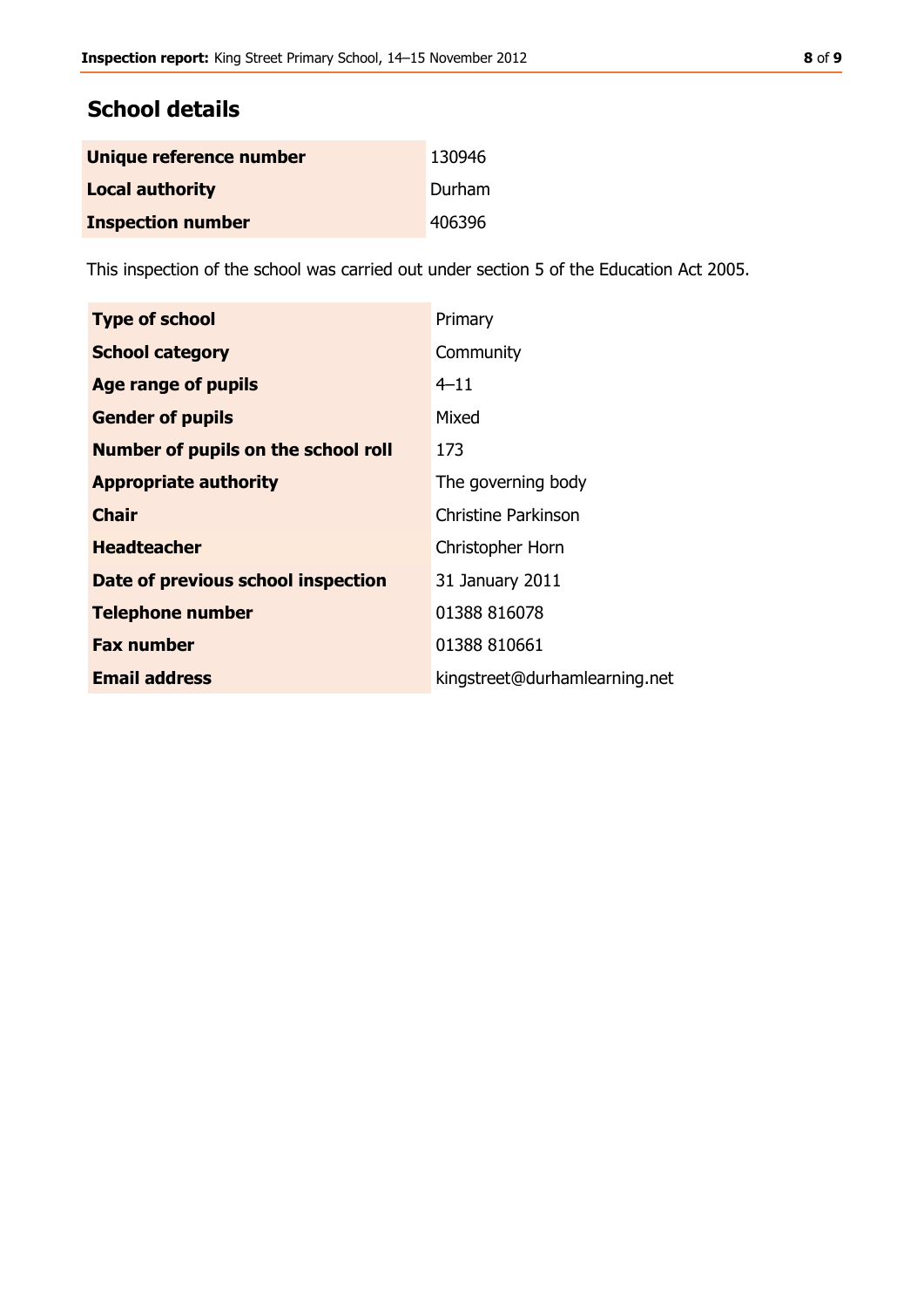## School details

| | |
|---|---|
| **Unique reference number** | 130946 |
| **Local authority** | Durham |
| **Inspection number** | 406396 |

This inspection of the school was carried out under section 5 of the Education Act 2005.

| | |
|---|---|
| **Type of school** | Primary |
| **School category** | Community |
| **Age range of pupils** | 4–11 |
| **Gender of pupils** | Mixed |
| **Number of pupils on the school roll** | 173 |
| **Appropriate authority** | The governing body |
| **Chair** | Christine Parkinson |
| **Headteacher** | Christopher Horn |
| **Date of previous school inspection** | 31 January 2011 |
| **Telephone number** | 01388 816078 |
| **Fax number** | 01388 810661 |
| **Email address** | kingstreet@durhamlearning.net |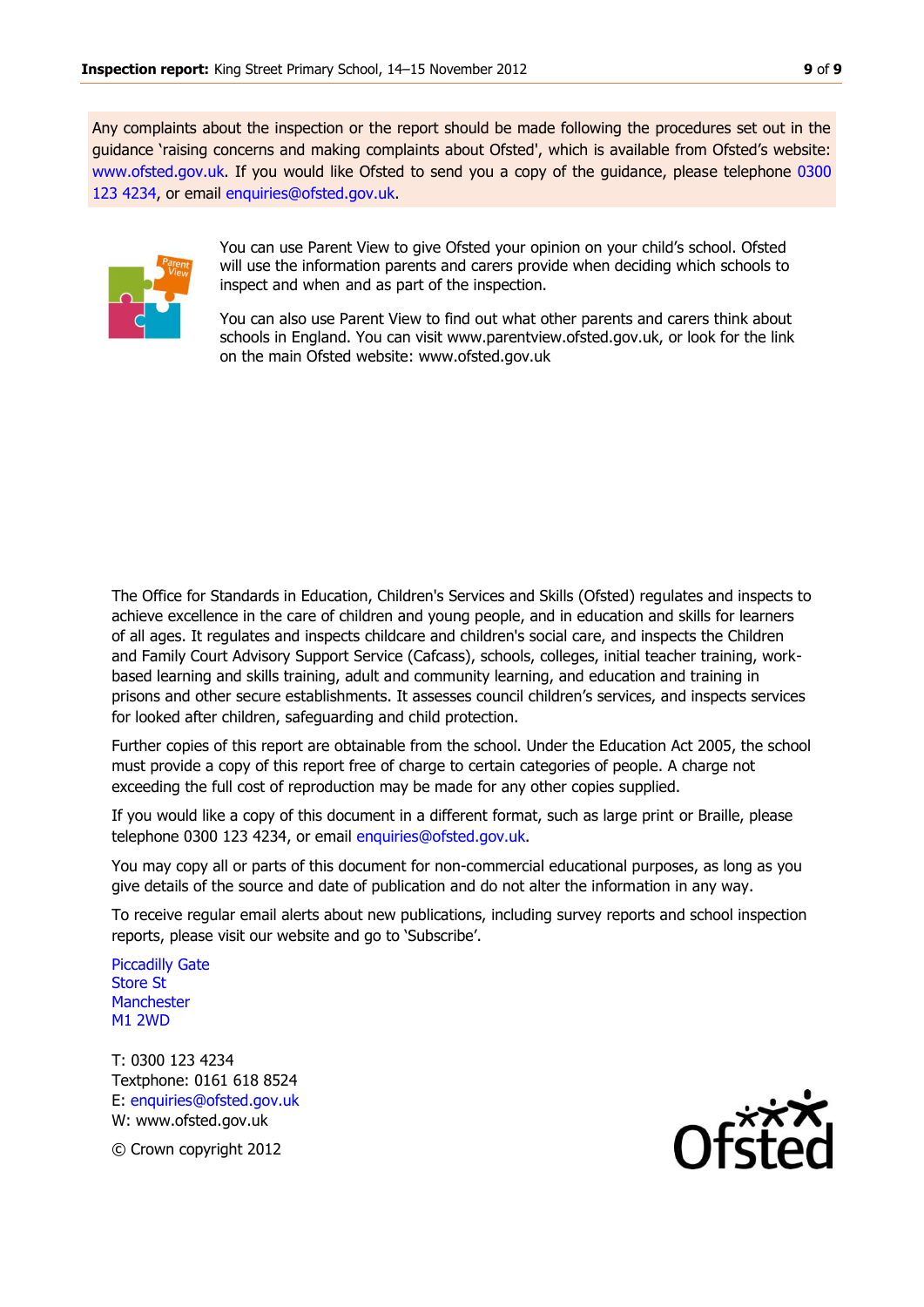Any complaints about the inspection or the report should be made following the procedures set out in the guidance 'raising concerns and making complaints about Ofsted', which is available from Ofsted's website: www.ofsted.gov.uk. If you would like Ofsted to send you a copy of the guidance, please telephone 0300 123 4234, or email enquiries@ofsted.gov.uk.

You can use Parent View to give Ofsted your opinion on your child's school. Ofsted will use the information parents and carers provide when deciding which schools to inspect and when and as part of the inspection.

You can also use Parent View to find out what other parents and carers think about schools in England. You can visit www.parentview.ofsted.gov.uk, or look for the link on the main Ofsted website: www.ofsted.gov.uk

The Office for Standards in Education, Children's Services and Skills (Ofsted) regulates and inspects to achieve excellence in the care of children and young people, and in education and skills for learners of all ages. It regulates and inspects childcare and children's social care, and inspects the Children and Family Court Advisory Support Service (Cafcass), schools, colleges, initial teacher training, work-based learning and skills training, adult and community learning, and education and training in prisons and other secure establishments. It assesses council children's services, and inspects services for looked after children, safeguarding and child protection.

Further copies of this report are obtainable from the school. Under the Education Act 2005, the school must provide a copy of this report free of charge to certain categories of people. A charge not exceeding the full cost of reproduction may be made for any other copies supplied.

If you would like a copy of this document in a different format, such as large print or Braille, please telephone 0300 123 4234, or email enquiries@ofsted.gov.uk.

You may copy all or parts of this document for non-commercial educational purposes, as long as you give details of the source and date of publication and do not alter the information in any way.

To receive regular email alerts about new publications, including survey reports and school inspection reports, please visit our website and go to 'Subscribe'.

Piccadilly Gate
Store St
Manchester
M1 2WD

T: 0300 123 4234
Textphone: 0161 618 8524
E: enquiries@ofsted.gov.uk
W: www.ofsted.gov.uk

© Crown copyright 2012